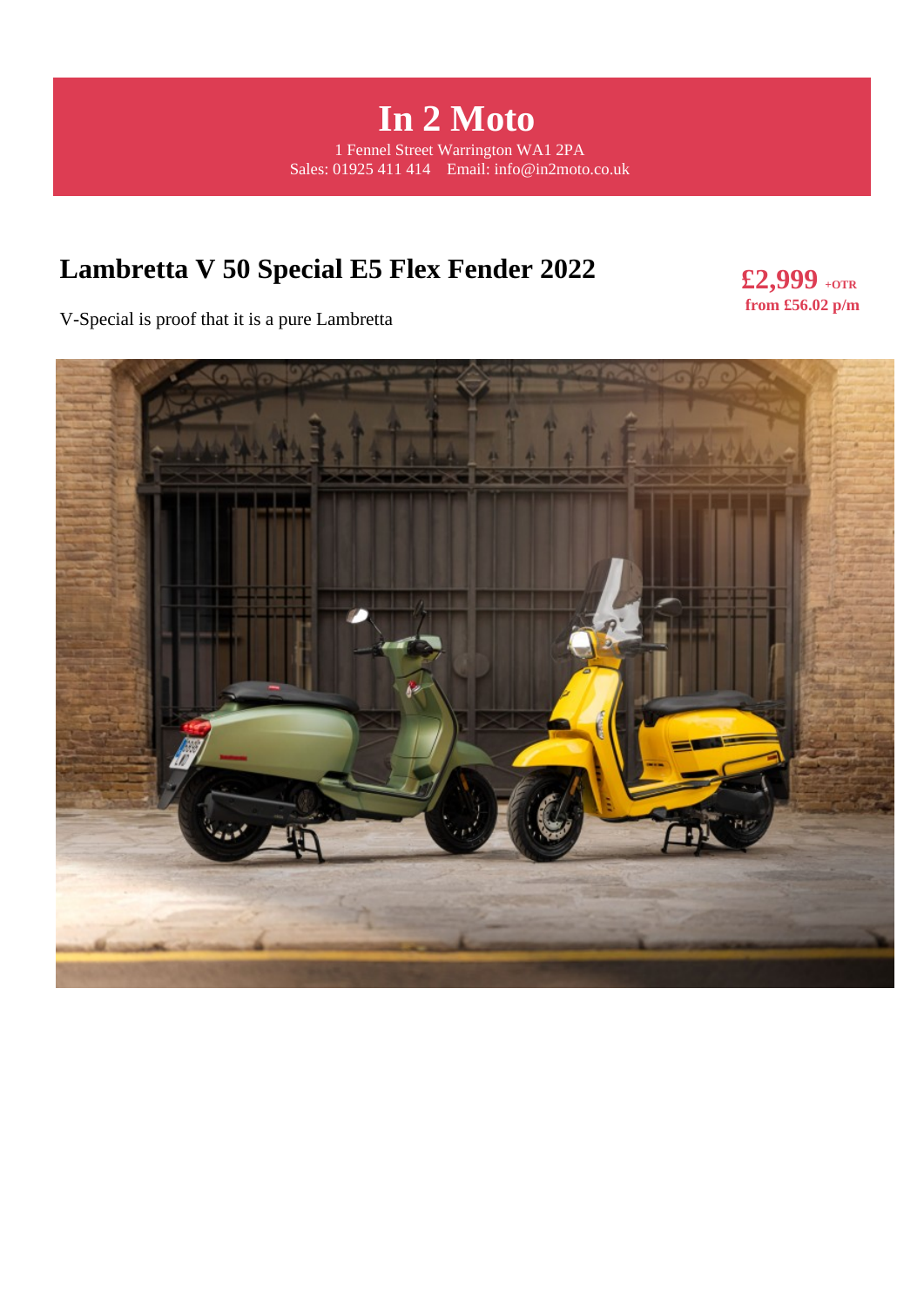# In 2 Moto

1 Fennel Street Warrington WA1 2PA
Sales: 01925 411 414    Email: info@in2moto.co.uk

## Lambretta V 50 Special E5 Flex Fender 2022

**£2,999** **+OTR**
**from £56.02 p/m**

V-Special is proof that it is a pure Lambretta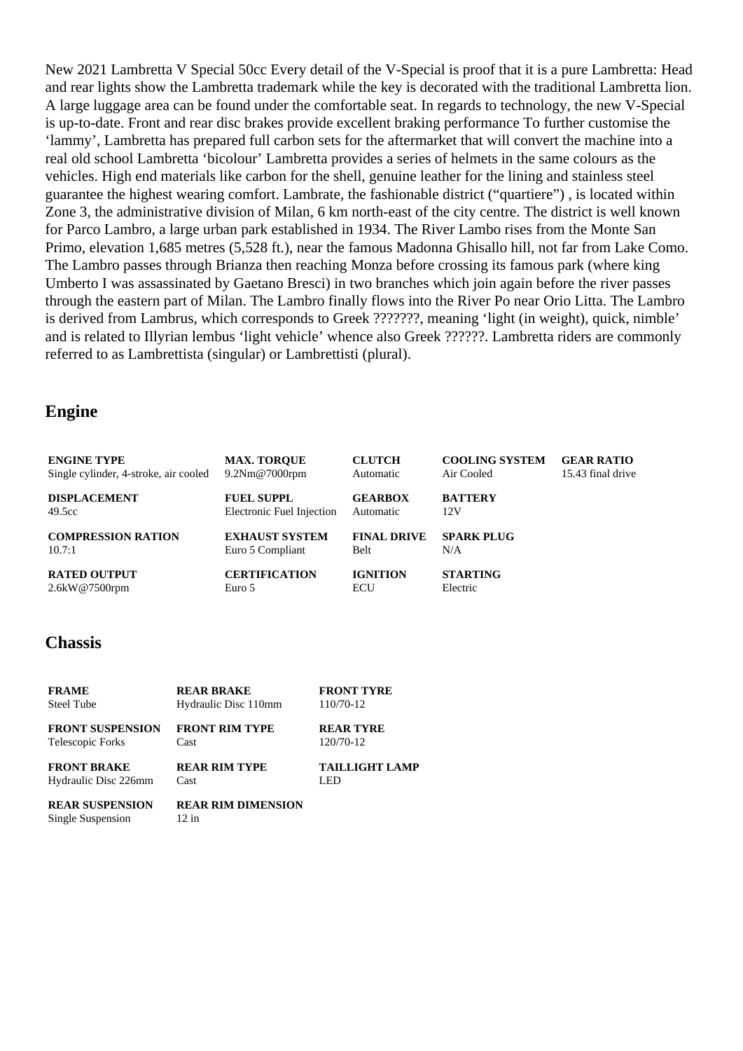New 2021 Lambretta V Special 50cc Every detail of the V-Special is proof that it is a pure Lambretta: Head and rear lights show the Lambretta trademark while the key is decorated with the traditional Lambretta lion. A large luggage area can be found under the comfortable seat. In regards to technology, the new V-Special is up-to-date. Front and rear disc brakes provide excellent braking performance To further customise the 'lammy', Lambretta has prepared full carbon sets for the aftermarket that will convert the machine into a real old school Lambretta 'bicolour' Lambretta provides a series of helmets in the same colours as the vehicles. High end materials like carbon for the shell, genuine leather for the lining and stainless steel guarantee the highest wearing comfort. Lambrate, the fashionable district ("quartiere") , is located within Zone 3, the administrative division of Milan, 6 km north-east of the city centre. The district is well known for Parco Lambro, a large urban park established in 1934. The River Lambo rises from the Monte San Primo, elevation 1,685 metres (5,528 ft.), near the famous Madonna Ghisallo hill, not far from Lake Como. The Lambro passes through Brianza then reaching Monza before crossing its famous park (where king Umberto I was assassinated by Gaetano Bresci) in two branches which join again before the river passes through the eastern part of Milan. The Lambro finally flows into the River Po near Orio Litta. The Lambro is derived from Lambrus, which corresponds to Greek ???????, meaning 'light (in weight), quick, nimble' and is related to Illyrian lembus 'light vehicle' whence also Greek ??????. Lambretta riders are commonly referred to as Lambrettista (singular) or Lambrettisti (plural).

## Engine

| **ENGINE TYPE** | **MAX. TORQUE** | **CLUTCH** | **COOLING SYSTEM** | **GEAR RATIO** |
|---|---|---|---|---|
| Single cylinder, 4-stroke, air cooled | 9.2Nm@7000rpm | Automatic | Air Cooled | 15.43 final drive |
| **DISPLACEMENT** | **FUEL SUPPL** | **GEARBOX** | **BATTERY** | |
| 49.5cc | Electronic Fuel Injection | Automatic | 12V | |
| **COMPRESSION RATION** | **EXHAUST SYSTEM** | **FINAL DRIVE** | **SPARK PLUG** | |
| 10.7:1 | Euro 5 Compliant | Belt | N/A | |
| **RATED OUTPUT** | **CERTIFICATION** | **IGNITION** | **STARTING** | |
| 2.6kW@7500rpm | Euro 5 | ECU | Electric | |

## Chassis

| **FRAME** | **REAR BRAKE** | **FRONT TYRE** |
|---|---|---|
| Steel Tube | Hydraulic Disc 110mm | 110/70-12 |
| **FRONT SUSPENSION** | **FRONT RIM TYPE** | **REAR TYRE** |
| Telescopic Forks | Cast | 120/70-12 |
| **FRONT BRAKE** | **REAR RIM TYPE** | **TAILLIGHT LAMP** |
| Hydraulic Disc 226mm | Cast | LED |
| **REAR SUSPENSION** | **REAR RIM DIMENSION** | |
| Single Suspension | 12 in | |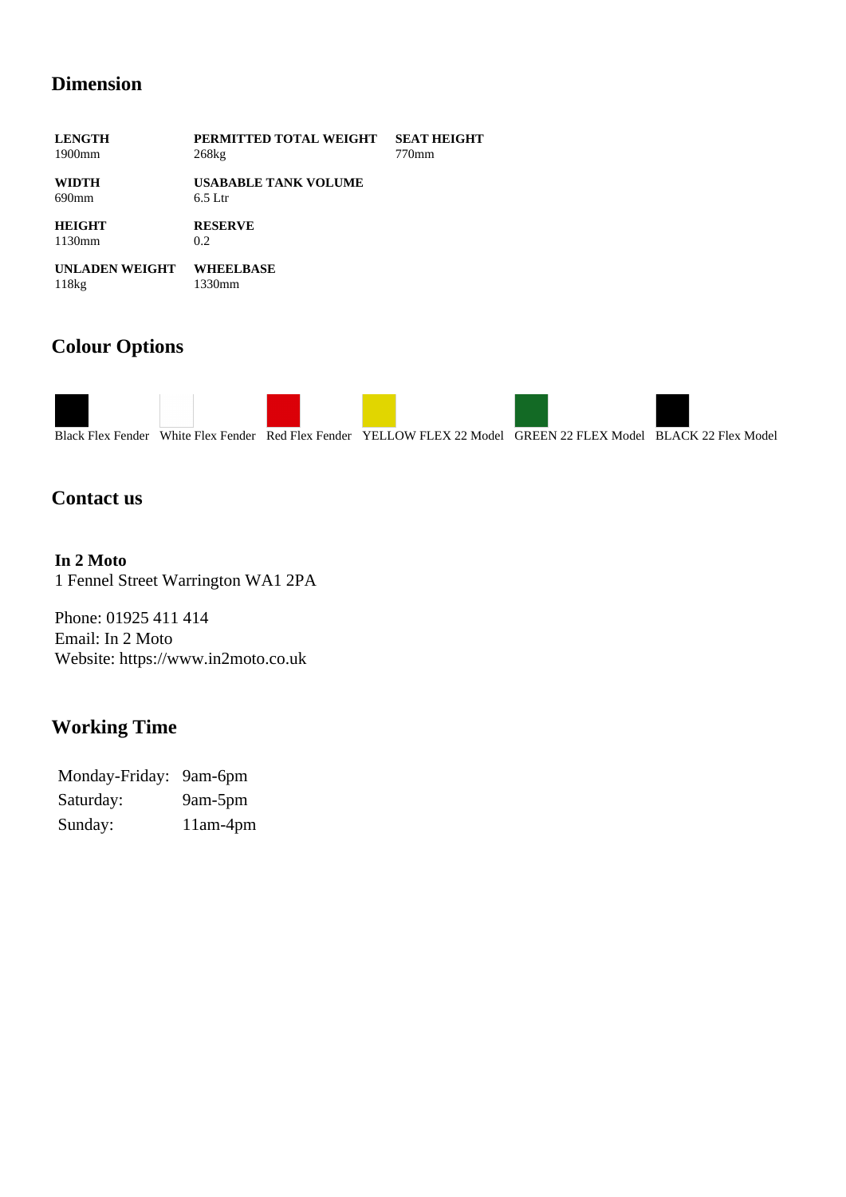## Dimension

| | | |
|---|---|---|
| **LENGTH**<br>1900mm | **PERMITTED TOTAL WEIGHT**<br>268kg | **SEAT HEIGHT**<br>770mm |
| **WIDTH**<br>690mm | **USABABLE TANK VOLUME**<br>6.5 Ltr | |
| **HEIGHT**<br>1130mm | **RESERVE**<br>0.2 | |
| **UNLADEN WEIGHT**<br>118kg | **WHEELBASE**<br>1330mm | |

## Colour Options

Black Flex Fender
White Flex Fender
Red Flex Fender
YELLOW FLEX 22 Model
GREEN 22 FLEX Model
BLACK 22 Flex Model

## Contact us

**In 2 Moto**
1 Fennel Street Warrington WA1 2PA

Phone: 01925 411 414
Email: In 2 Moto
Website: https://www.in2moto.co.uk

## Working Time

| | |
|---|---|
| Monday-Friday: | 9am-6pm |
| Saturday: | 9am-5pm |
| Sunday: | 11am-4pm |